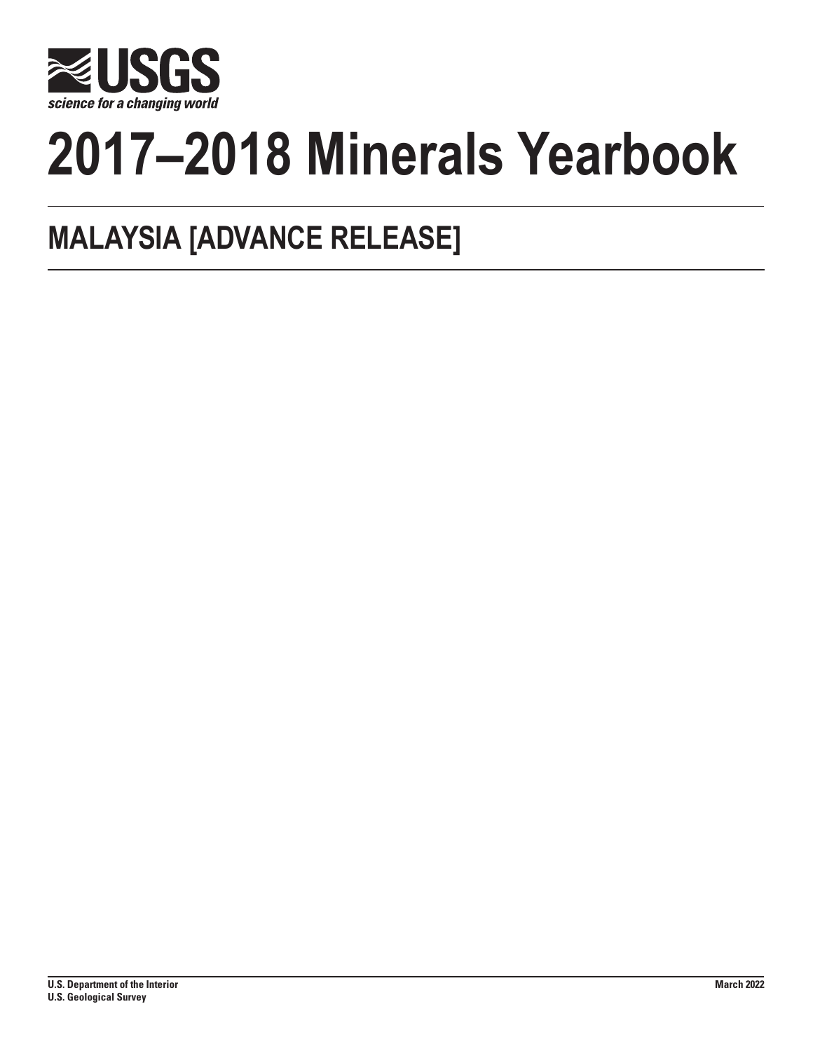USGS

*science for a changing world*

# 2017–2018 Minerals Yearbook

## MALAYSIA [ADVANCE RELEASE]

**U.S. Department of the Interior**
**U.S. Geological Survey**

**March 2022**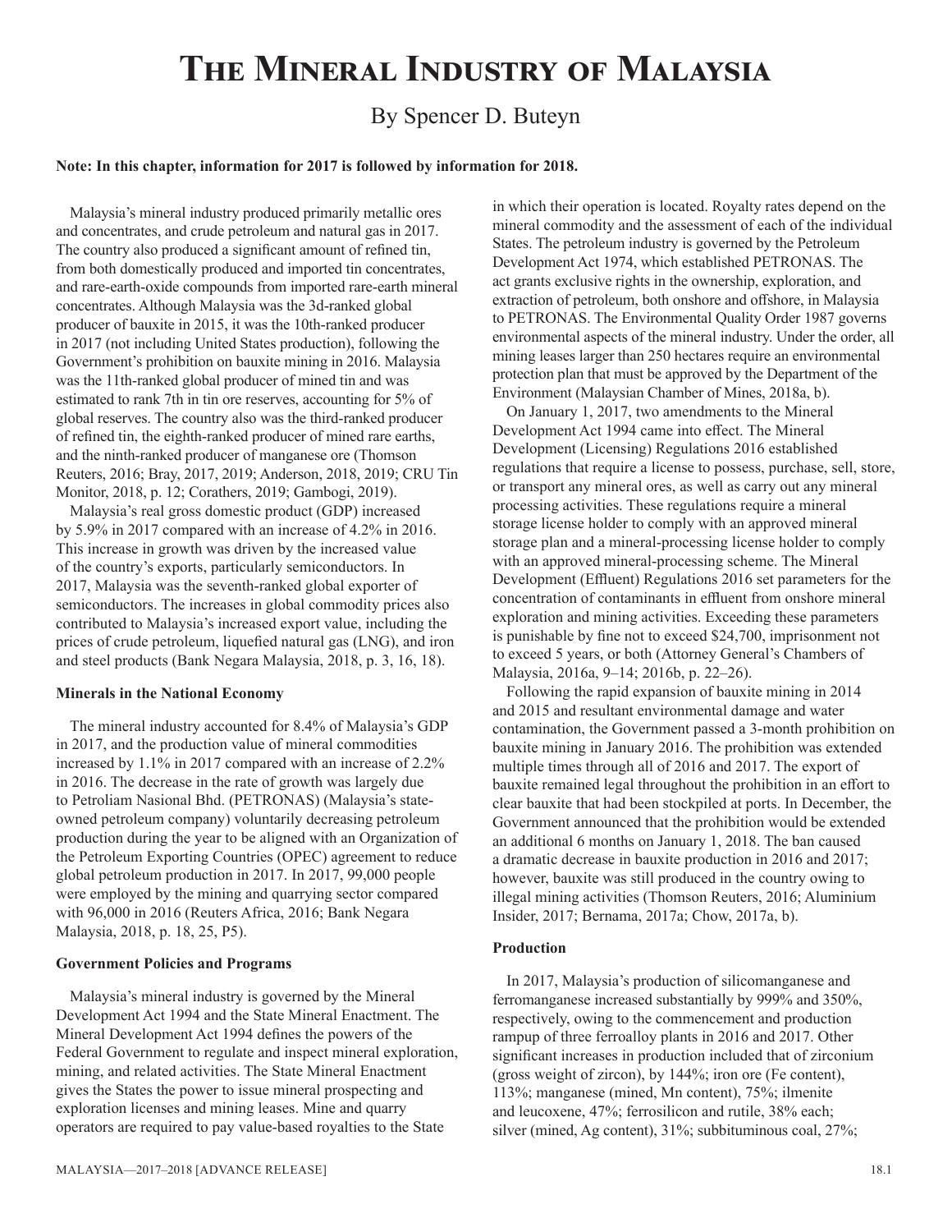# The Mineral Industry of Malaysia

By Spencer D. Buteyn

**Note: In this chapter, information for 2017 is followed by information for 2018.**

Malaysia's mineral industry produced primarily metallic ores and concentrates, and crude petroleum and natural gas in 2017. The country also produced a significant amount of refined tin, from both domestically produced and imported tin concentrates, and rare-earth-oxide compounds from imported rare-earth mineral concentrates. Although Malaysia was the 3d-ranked global producer of bauxite in 2015, it was the 10th-ranked producer in 2017 (not including United States production), following the Government's prohibition on bauxite mining in 2016. Malaysia was the 11th-ranked global producer of mined tin and was estimated to rank 7th in tin ore reserves, accounting for 5% of global reserves. The country also was the third-ranked producer of refined tin, the eighth-ranked producer of mined rare earths, and the ninth-ranked producer of manganese ore (Thomson Reuters, 2016; Bray, 2017, 2019; Anderson, 2018, 2019; CRU Tin Monitor, 2018, p. 12; Corathers, 2019; Gambogi, 2019).

Malaysia's real gross domestic product (GDP) increased by 5.9% in 2017 compared with an increase of 4.2% in 2016. This increase in growth was driven by the increased value of the country's exports, particularly semiconductors. In 2017, Malaysia was the seventh-ranked global exporter of semiconductors. The increases in global commodity prices also contributed to Malaysia's increased export value, including the prices of crude petroleum, liquefied natural gas (LNG), and iron and steel products (Bank Negara Malaysia, 2018, p. 3, 16, 18).

**Minerals in the National Economy**

The mineral industry accounted for 8.4% of Malaysia's GDP in 2017, and the production value of mineral commodities increased by 1.1% in 2017 compared with an increase of 2.2% in 2016. The decrease in the rate of growth was largely due to Petroliam Nasional Bhd. (PETRONAS) (Malaysia's state-owned petroleum company) voluntarily decreasing petroleum production during the year to be aligned with an Organization of the Petroleum Exporting Countries (OPEC) agreement to reduce global petroleum production in 2017. In 2017, 99,000 people were employed by the mining and quarrying sector compared with 96,000 in 2016 (Reuters Africa, 2016; Bank Negara Malaysia, 2018, p. 18, 25, P5).

**Government Policies and Programs**

Malaysia's mineral industry is governed by the Mineral Development Act 1994 and the State Mineral Enactment. The Mineral Development Act 1994 defines the powers of the Federal Government to regulate and inspect mineral exploration, mining, and related activities. The State Mineral Enactment gives the States the power to issue mineral prospecting and exploration licenses and mining leases. Mine and quarry operators are required to pay value-based royalties to the State in which their operation is located. Royalty rates depend on the mineral commodity and the assessment of each of the individual States. The petroleum industry is governed by the Petroleum Development Act 1974, which established PETRONAS. The act grants exclusive rights in the ownership, exploration, and extraction of petroleum, both onshore and offshore, in Malaysia to PETRONAS. The Environmental Quality Order 1987 governs environmental aspects of the mineral industry. Under the order, all mining leases larger than 250 hectares require an environmental protection plan that must be approved by the Department of the Environment (Malaysian Chamber of Mines, 2018a, b).

On January 1, 2017, two amendments to the Mineral Development Act 1994 came into effect. The Mineral Development (Licensing) Regulations 2016 established regulations that require a license to possess, purchase, sell, store, or transport any mineral ores, as well as carry out any mineral processing activities. These regulations require a mineral storage license holder to comply with an approved mineral storage plan and a mineral-processing license holder to comply with an approved mineral-processing scheme. The Mineral Development (Effluent) Regulations 2016 set parameters for the concentration of contaminants in effluent from onshore mineral exploration and mining activities. Exceeding these parameters is punishable by fine not to exceed $24,700, imprisonment not to exceed 5 years, or both (Attorney General's Chambers of Malaysia, 2016a, 9–14; 2016b, p. 22–26).

Following the rapid expansion of bauxite mining in 2014 and 2015 and resultant environmental damage and water contamination, the Government passed a 3-month prohibition on bauxite mining in January 2016. The prohibition was extended multiple times through all of 2016 and 2017. The export of bauxite remained legal throughout the prohibition in an effort to clear bauxite that had been stockpiled at ports. In December, the Government announced that the prohibition would be extended an additional 6 months on January 1, 2018. The ban caused a dramatic decrease in bauxite production in 2016 and 2017; however, bauxite was still produced in the country owing to illegal mining activities (Thomson Reuters, 2016; Aluminium Insider, 2017; Bernama, 2017a; Chow, 2017a, b).

**Production**

In 2017, Malaysia's production of silicomanganese and ferromanganese increased substantially by 999% and 350%, respectively, owing to the commencement and production rampup of three ferroalloy plants in 2016 and 2017. Other significant increases in production included that of zirconium (gross weight of zircon), by 144%; iron ore (Fe content), 113%; manganese (mined, Mn content), 75%; ilmenite and leucoxene, 47%; ferrosilicon and rutile, 38% each; silver (mined, Ag content), 31%; subbituminous coal, 27%;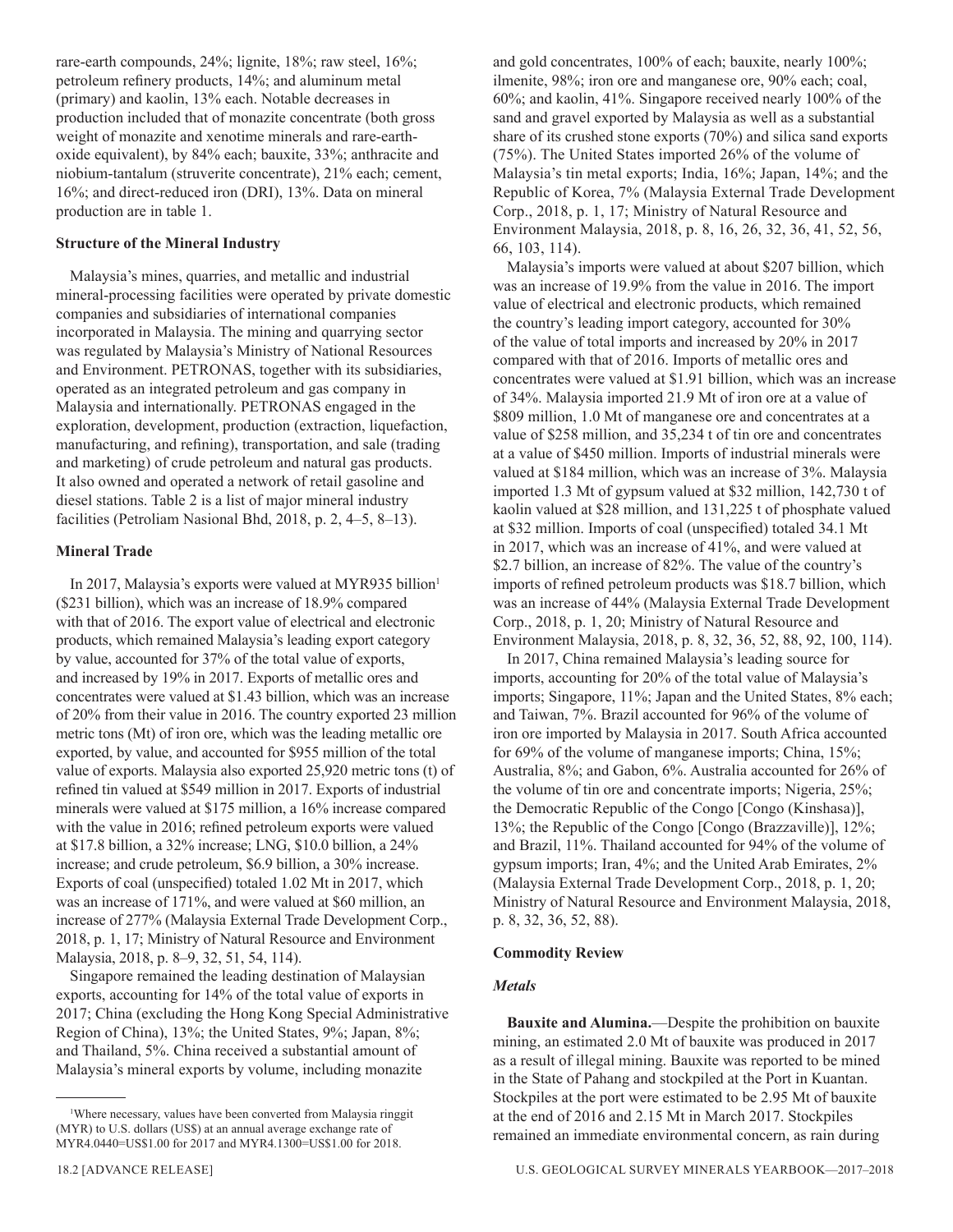rare-earth compounds, 24%; lignite, 18%; raw steel, 16%; petroleum refinery products, 14%; and aluminum metal (primary) and kaolin, 13% each. Notable decreases in production included that of monazite concentrate (both gross weight of monazite and xenotime minerals and rare-earth-oxide equivalent), by 84% each; bauxite, 33%; anthracite and niobium-tantalum (struverite concentrate), 21% each; cement, 16%; and direct-reduced iron (DRI), 13%. Data on mineral production are in table 1.

**Structure of the Mineral Industry**

Malaysia's mines, quarries, and metallic and industrial mineral-processing facilities were operated by private domestic companies and subsidiaries of international companies incorporated in Malaysia. The mining and quarrying sector was regulated by Malaysia's Ministry of National Resources and Environment. PETRONAS, together with its subsidiaries, operated as an integrated petroleum and gas company in Malaysia and internationally. PETRONAS engaged in the exploration, development, production (extraction, liquefaction, manufacturing, and refining), transportation, and sale (trading and marketing) of crude petroleum and natural gas products. It also owned and operated a network of retail gasoline and diesel stations. Table 2 is a list of major mineral industry facilities (Petroliam Nasional Bhd, 2018, p. 2, 4–5, 8–13).

**Mineral Trade**

In 2017, Malaysia's exports were valued at MYR935 billion[1] ($231 billion), which was an increase of 18.9% compared with that of 2016. The export value of electrical and electronic products, which remained Malaysia's leading export category by value, accounted for 37% of the total value of exports, and increased by 19% in 2017. Exports of metallic ores and concentrates were valued at $1.43 billion, which was an increase of 20% from their value in 2016. The country exported 23 million metric tons (Mt) of iron ore, which was the leading metallic ore exported, by value, and accounted for $955 million of the total value of exports. Malaysia also exported 25,920 metric tons (t) of refined tin valued at $549 million in 2017. Exports of industrial minerals were valued at $175 million, a 16% increase compared with the value in 2016; refined petroleum exports were valued at $17.8 billion, a 32% increase; LNG, $10.0 billion, a 24% increase; and crude petroleum, $6.9 billion, a 30% increase. Exports of coal (unspecified) totaled 1.02 Mt in 2017, which was an increase of 171%, and were valued at $60 million, an increase of 277% (Malaysia External Trade Development Corp., 2018, p. 1, 17; Ministry of Natural Resource and Environment Malaysia, 2018, p. 8–9, 32, 51, 54, 114).

Singapore remained the leading destination of Malaysian exports, accounting for 14% of the total value of exports in 2017; China (excluding the Hong Kong Special Administrative Region of China), 13%; the United States, 9%; Japan, 8%; and Thailand, 5%. China received a substantial amount of Malaysia's mineral exports by volume, including monazite and gold concentrates, 100% of each; bauxite, nearly 100%; ilmenite, 98%; iron ore and manganese ore, 90% each; coal, 60%; and kaolin, 41%. Singapore received nearly 100% of the sand and gravel exported by Malaysia as well as a substantial share of its crushed stone exports (70%) and silica sand exports (75%). The United States imported 26% of the volume of Malaysia's tin metal exports; India, 16%; Japan, 14%; and the Republic of Korea, 7% (Malaysia External Trade Development Corp., 2018, p. 1, 17; Ministry of Natural Resource and Environment Malaysia, 2018, p. 8, 16, 26, 32, 36, 41, 52, 56, 66, 103, 114).

Malaysia's imports were valued at about $207 billion, which was an increase of 19.9% from the value in 2016. The import value of electrical and electronic products, which remained the country's leading import category, accounted for 30% of the value of total imports and increased by 20% in 2017 compared with that of 2016. Imports of metallic ores and concentrates were valued at $1.91 billion, which was an increase of 34%. Malaysia imported 21.9 Mt of iron ore at a value of $809 million, 1.0 Mt of manganese ore and concentrates at a value of $258 million, and 35,234 t of tin ore and concentrates at a value of $450 million. Imports of industrial minerals were valued at $184 million, which was an increase of 3%. Malaysia imported 1.3 Mt of gypsum valued at $32 million, 142,730 t of kaolin valued at $28 million, and 131,225 t of phosphate valued at $32 million. Imports of coal (unspecified) totaled 34.1 Mt in 2017, which was an increase of 41%, and were valued at $2.7 billion, an increase of 82%. The value of the country's imports of refined petroleum products was $18.7 billion, which was an increase of 44% (Malaysia External Trade Development Corp., 2018, p. 1, 20; Ministry of Natural Resource and Environment Malaysia, 2018, p. 8, 32, 36, 52, 88, 92, 100, 114).

In 2017, China remained Malaysia's leading source for imports, accounting for 20% of the total value of Malaysia's imports; Singapore, 11%; Japan and the United States, 8% each; and Taiwan, 7%. Brazil accounted for 96% of the volume of iron ore imported by Malaysia in 2017. South Africa accounted for 69% of the volume of manganese imports; China, 15%; Australia, 8%; and Gabon, 6%. Australia accounted for 26% of the volume of tin ore and concentrate imports; Nigeria, 25%; the Democratic Republic of the Congo [Congo (Kinshasa)], 13%; the Republic of the Congo [Congo (Brazzaville)], 12%; and Brazil, 11%. Thailand accounted for 94% of the volume of gypsum imports; Iran, 4%; and the United Arab Emirates, 2% (Malaysia External Trade Development Corp., 2018, p. 1, 20; Ministry of Natural Resource and Environment Malaysia, 2018, p. 8, 32, 36, 52, 88).

**Commodity Review**

***Metals***

**Bauxite and Alumina.**—Despite the prohibition on bauxite mining, an estimated 2.0 Mt of bauxite was produced in 2017 as a result of illegal mining. Bauxite was reported to be mined in the State of Pahang and stockpiled at the Port in Kuantan. Stockpiles at the port were estimated to be 2.95 Mt of bauxite at the end of 2016 and 2.15 Mt in March 2017. Stockpiles remained an immediate environmental concern, as rain during

[1]Where necessary, values have been converted from Malaysia ringgit (MYR) to U.S. dollars (US$) at an annual average exchange rate of MYR4.0440=US$1.00 for 2017 and MYR4.1300=US$1.00 for 2018.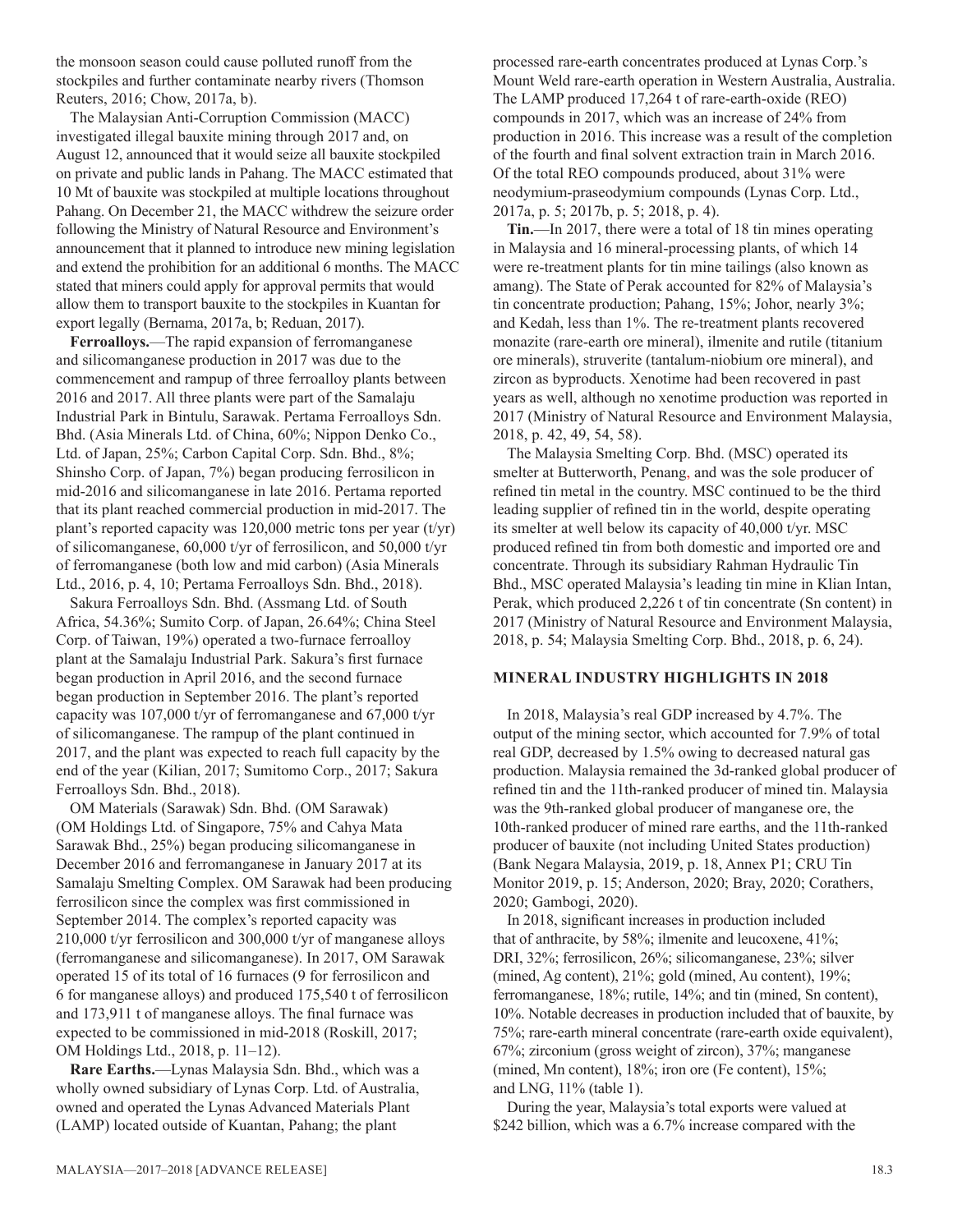the monsoon season could cause polluted runoff from the stockpiles and further contaminate nearby rivers (Thomson Reuters, 2016; Chow, 2017a, b).

The Malaysian Anti-Corruption Commission (MACC) investigated illegal bauxite mining through 2017 and, on August 12, announced that it would seize all bauxite stockpiled on private and public lands in Pahang. The MACC estimated that 10 Mt of bauxite was stockpiled at multiple locations throughout Pahang. On December 21, the MACC withdrew the seizure order following the Ministry of Natural Resource and Environment's announcement that it planned to introduce new mining legislation and extend the prohibition for an additional 6 months. The MACC stated that miners could apply for approval permits that would allow them to transport bauxite to the stockpiles in Kuantan for export legally (Bernama, 2017a, b; Reduan, 2017).

**Ferroalloys.**—The rapid expansion of ferromanganese and silicomanganese production in 2017 was due to the commencement and rampup of three ferroalloy plants between 2016 and 2017. All three plants were part of the Samalaju Industrial Park in Bintulu, Sarawak. Pertama Ferroalloys Sdn. Bhd. (Asia Minerals Ltd. of China, 60%; Nippon Denko Co., Ltd. of Japan, 25%; Carbon Capital Corp. Sdn. Bhd., 8%; Shinsho Corp. of Japan, 7%) began producing ferrosilicon in mid-2016 and silicomanganese in late 2016. Pertama reported that its plant reached commercial production in mid-2017. The plant's reported capacity was 120,000 metric tons per year (t/yr) of silicomanganese, 60,000 t/yr of ferrosilicon, and 50,000 t/yr of ferromanganese (both low and mid carbon) (Asia Minerals Ltd., 2016, p. 4, 10; Pertama Ferroalloys Sdn. Bhd., 2018).

Sakura Ferroalloys Sdn. Bhd. (Assmang Ltd. of South Africa, 54.36%; Sumito Corp. of Japan, 26.64%; China Steel Corp. of Taiwan, 19%) operated a two-furnace ferroalloy plant at the Samalaju Industrial Park. Sakura's first furnace began production in April 2016, and the second furnace began production in September 2016. The plant's reported capacity was 107,000 t/yr of ferromanganese and 67,000 t/yr of silicomanganese. The rampup of the plant continued in 2017, and the plant was expected to reach full capacity by the end of the year (Kilian, 2017; Sumitomo Corp., 2017; Sakura Ferroalloys Sdn. Bhd., 2018).

OM Materials (Sarawak) Sdn. Bhd. (OM Sarawak) (OM Holdings Ltd. of Singapore, 75% and Cahya Mata Sarawak Bhd., 25%) began producing silicomanganese in December 2016 and ferromanganese in January 2017 at its Samalaju Smelting Complex. OM Sarawak had been producing ferrosilicon since the complex was first commissioned in September 2014. The complex's reported capacity was 210,000 t/yr ferrosilicon and 300,000 t/yr of manganese alloys (ferromanganese and silicomanganese). In 2017, OM Sarawak operated 15 of its total of 16 furnaces (9 for ferrosilicon and 6 for manganese alloys) and produced 175,540 t of ferrosilicon and 173,911 t of manganese alloys. The final furnace was expected to be commissioned in mid-2018 (Roskill, 2017; OM Holdings Ltd., 2018, p. 11–12).

**Rare Earths.**—Lynas Malaysia Sdn. Bhd., which was a wholly owned subsidiary of Lynas Corp. Ltd. of Australia, owned and operated the Lynas Advanced Materials Plant (LAMP) located outside of Kuantan, Pahang; the plant processed rare-earth concentrates produced at Lynas Corp.'s Mount Weld rare-earth operation in Western Australia, Australia. The LAMP produced 17,264 t of rare-earth-oxide (REO) compounds in 2017, which was an increase of 24% from production in 2016. This increase was a result of the completion of the fourth and final solvent extraction train in March 2016. Of the total REO compounds produced, about 31% were neodymium-praseodymium compounds (Lynas Corp. Ltd., 2017a, p. 5; 2017b, p. 5; 2018, p. 4).

**Tin.**—In 2017, there were a total of 18 tin mines operating in Malaysia and 16 mineral-processing plants, of which 14 were re-treatment plants for tin mine tailings (also known as amang). The State of Perak accounted for 82% of Malaysia's tin concentrate production; Pahang, 15%; Johor, nearly 3%; and Kedah, less than 1%. The re-treatment plants recovered monazite (rare-earth ore mineral), ilmenite and rutile (titanium ore minerals), struverite (tantalum-niobium ore mineral), and zircon as byproducts. Xenotime had been recovered in past years as well, although no xenotime production was reported in 2017 (Ministry of Natural Resource and Environment Malaysia, 2018, p. 42, 49, 54, 58).

The Malaysia Smelting Corp. Bhd. (MSC) operated its smelter at Butterworth, Penang, and was the sole producer of refined tin metal in the country. MSC continued to be the third leading supplier of refined tin in the world, despite operating its smelter at well below its capacity of 40,000 t/yr. MSC produced refined tin from both domestic and imported ore and concentrate. Through its subsidiary Rahman Hydraulic Tin Bhd., MSC operated Malaysia's leading tin mine in Klian Intan, Perak, which produced 2,226 t of tin concentrate (Sn content) in 2017 (Ministry of Natural Resource and Environment Malaysia, 2018, p. 54; Malaysia Smelting Corp. Bhd., 2018, p. 6, 24).

## MINERAL INDUSTRY HIGHLIGHTS IN 2018

In 2018, Malaysia's real GDP increased by 4.7%. The output of the mining sector, which accounted for 7.9% of total real GDP, decreased by 1.5% owing to decreased natural gas production. Malaysia remained the 3d-ranked global producer of refined tin and the 11th-ranked producer of mined tin. Malaysia was the 9th-ranked global producer of manganese ore, the 10th-ranked producer of mined rare earths, and the 11th-ranked producer of bauxite (not including United States production) (Bank Negara Malaysia, 2019, p. 18, Annex P1; CRU Tin Monitor 2019, p. 15; Anderson, 2020; Bray, 2020; Corathers, 2020; Gambogi, 2020).

In 2018, significant increases in production included that of anthracite, by 58%; ilmenite and leucoxene, 41%; DRI, 32%; ferrosilicon, 26%; silicomanganese, 23%; silver (mined, Ag content), 21%; gold (mined, Au content), 19%; ferromanganese, 18%; rutile, 14%; and tin (mined, Sn content), 10%. Notable decreases in production included that of bauxite, by 75%; rare-earth mineral concentrate (rare-earth oxide equivalent), 67%; zirconium (gross weight of zircon), 37%; manganese (mined, Mn content), 18%; iron ore (Fe content), 15%; and LNG, 11% (table 1).

During the year, Malaysia's total exports were valued at $242 billion, which was a 6.7% increase compared with the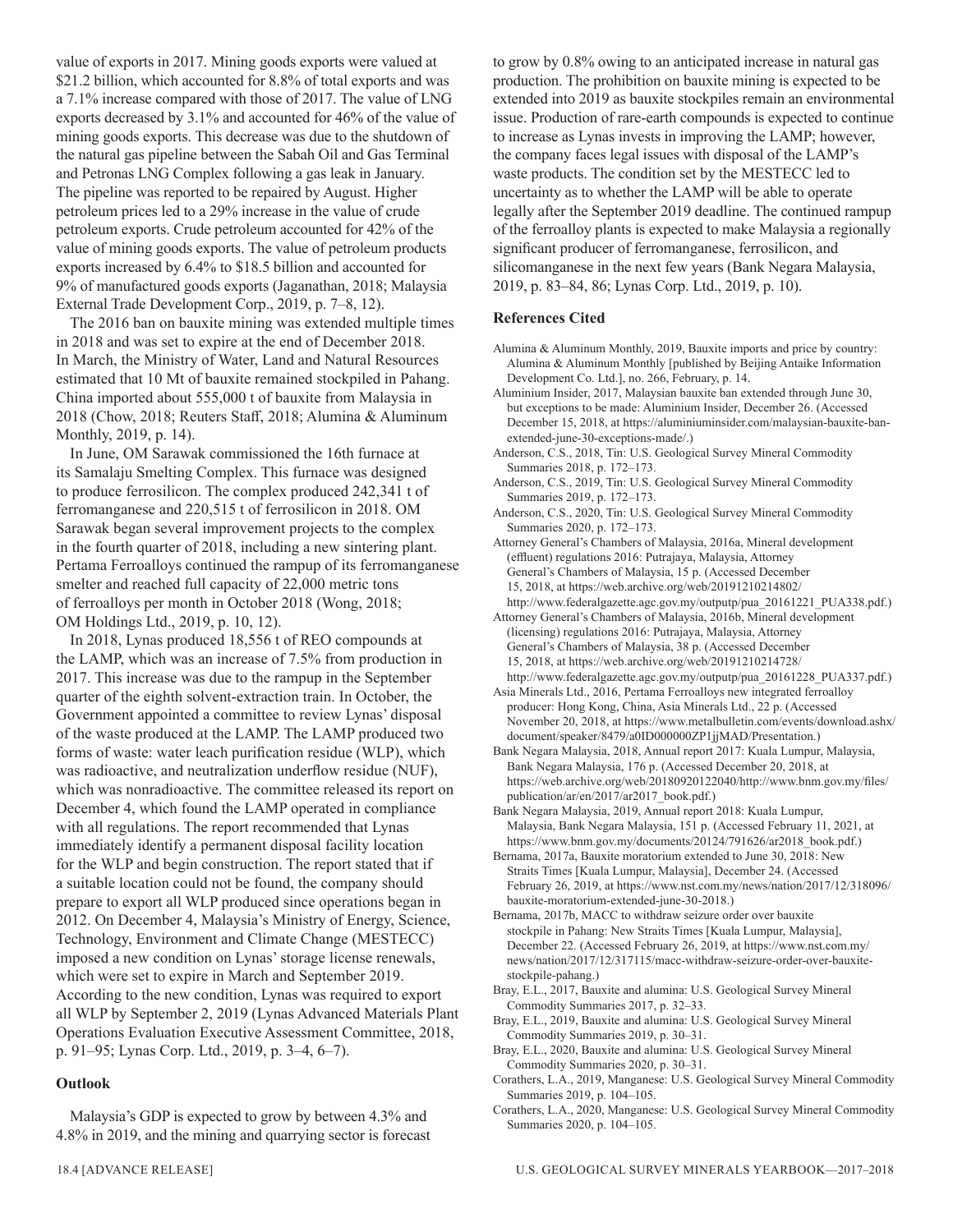value of exports in 2017. Mining goods exports were valued at $21.2 billion, which accounted for 8.8% of total exports and was a 7.1% increase compared with those of 2017. The value of LNG exports decreased by 3.1% and accounted for 46% of the value of mining goods exports. This decrease was due to the shutdown of the natural gas pipeline between the Sabah Oil and Gas Terminal and Petronas LNG Complex following a gas leak in January. The pipeline was reported to be repaired by August. Higher petroleum prices led to a 29% increase in the value of crude petroleum exports. Crude petroleum accounted for 42% of the value of mining goods exports. The value of petroleum products exports increased by 6.4% to $18.5 billion and accounted for 9% of manufactured goods exports (Jaganathan, 2018; Malaysia External Trade Development Corp., 2019, p. 7–8, 12).

The 2016 ban on bauxite mining was extended multiple times in 2018 and was set to expire at the end of December 2018. In March, the Ministry of Water, Land and Natural Resources estimated that 10 Mt of bauxite remained stockpiled in Pahang. China imported about 555,000 t of bauxite from Malaysia in 2018 (Chow, 2018; Reuters Staff, 2018; Alumina & Aluminum Monthly, 2019, p. 14).

In June, OM Sarawak commissioned the 16th furnace at its Samalaju Smelting Complex. This furnace was designed to produce ferrosilicon. The complex produced 242,341 t of ferromanganese and 220,515 t of ferrosilicon in 2018. OM Sarawak began several improvement projects to the complex in the fourth quarter of 2018, including a new sintering plant. Pertama Ferroalloys continued the rampup of its ferromanganese smelter and reached full capacity of 22,000 metric tons of ferroalloys per month in October 2018 (Wong, 2018; OM Holdings Ltd., 2019, p. 10, 12).

In 2018, Lynas produced 18,556 t of REO compounds at the LAMP, which was an increase of 7.5% from production in 2017. This increase was due to the rampup in the September quarter of the eighth solvent-extraction train. In October, the Government appointed a committee to review Lynas' disposal of the waste produced at the LAMP. The LAMP produced two forms of waste: water leach purification residue (WLP), which was radioactive, and neutralization underflow residue (NUF), which was nonradioactive. The committee released its report on December 4, which found the LAMP operated in compliance with all regulations. The report recommended that Lynas immediately identify a permanent disposal facility location for the WLP and begin construction. The report stated that if a suitable location could not be found, the company should prepare to export all WLP produced since operations began in 2012. On December 4, Malaysia's Ministry of Energy, Science, Technology, Environment and Climate Change (MESTECC) imposed a new condition on Lynas' storage license renewals, which were set to expire in March and September 2019. According to the new condition, Lynas was required to export all WLP by September 2, 2019 (Lynas Advanced Materials Plant Operations Evaluation Executive Assessment Committee, 2018, p. 91–95; Lynas Corp. Ltd., 2019, p. 3–4, 6–7).

## Outlook

Malaysia's GDP is expected to grow by between 4.3% and 4.8% in 2019, and the mining and quarrying sector is forecast to grow by 0.8% owing to an anticipated increase in natural gas production. The prohibition on bauxite mining is expected to be extended into 2019 as bauxite stockpiles remain an environmental issue. Production of rare-earth compounds is expected to continue to increase as Lynas invests in improving the LAMP; however, the company faces legal issues with disposal of the LAMP's waste products. The condition set by the MESTECC led to uncertainty as to whether the LAMP will be able to operate legally after the September 2019 deadline. The continued rampup of the ferroalloy plants is expected to make Malaysia a regionally significant producer of ferromanganese, ferrosilicon, and silicomanganese in the next few years (Bank Negara Malaysia, 2019, p. 83–84, 86; Lynas Corp. Ltd., 2019, p. 10).

## References Cited

Alumina & Aluminum Monthly, 2019, Bauxite imports and price by country: Alumina & Aluminum Monthly [published by Beijing Antaike Information Development Co. Ltd.], no. 266, February, p. 14.

Aluminium Insider, 2017, Malaysian bauxite ban extended through June 30, but exceptions to be made: Aluminium Insider, December 26. (Accessed December 15, 2018, at https://aluminiuminsider.com/malaysian-bauxite-ban-extended-june-30-exceptions-made/.)

Anderson, C.S., 2018, Tin: U.S. Geological Survey Mineral Commodity Summaries 2018, p. 172–173.

Anderson, C.S., 2019, Tin: U.S. Geological Survey Mineral Commodity Summaries 2019, p. 172–173.

Anderson, C.S., 2020, Tin: U.S. Geological Survey Mineral Commodity Summaries 2020, p. 172–173.

Attorney General's Chambers of Malaysia, 2016a, Mineral development (effluent) regulations 2016: Putrajaya, Malaysia, Attorney General's Chambers of Malaysia, 15 p. (Accessed December 15, 2018, at https://web.archive.org/web/20191210214802/http://www.federalgazette.agc.gov.my/outputp/pua_20161221_PUA338.pdf.)

Attorney General's Chambers of Malaysia, 2016b, Mineral development (licensing) regulations 2016: Putrajaya, Malaysia, Attorney General's Chambers of Malaysia, 38 p. (Accessed December 15, 2018, at https://web.archive.org/web/20191210214728/http://www.federalgazette.agc.gov.my/outputp/pua_20161228_PUA337.pdf.)

Asia Minerals Ltd., 2016, Pertama Ferroalloys new integrated ferroalloy producer: Hong Kong, China, Asia Minerals Ltd., 22 p. (Accessed November 20, 2018, at https://www.metalbulletin.com/events/download.ashx/document/speaker/8479/a0ID000000ZP1jjMAD/Presentation.)

Bank Negara Malaysia, 2018, Annual report 2017: Kuala Lumpur, Malaysia, Bank Negara Malaysia, 176 p. (Accessed December 20, 2018, at https://web.archive.org/web/20180920122040/http://www.bnm.gov.my/files/publication/ar/en/2017/ar2017_book.pdf.)

Bank Negara Malaysia, 2019, Annual report 2018: Kuala Lumpur, Malaysia, Bank Negara Malaysia, 151 p. (Accessed February 11, 2021, at https://www.bnm.gov.my/documents/20124/791626/ar2018_book.pdf.)

Bernama, 2017a, Bauxite moratorium extended to June 30, 2018: New Straits Times [Kuala Lumpur, Malaysia], December 24. (Accessed February 26, 2019, at https://www.nst.com.my/news/nation/2017/12/318096/bauxite-moratorium-extended-june-30-2018.)

Bernama, 2017b, MACC to withdraw seizure order over bauxite stockpile in Pahang: New Straits Times [Kuala Lumpur, Malaysia], December 22. (Accessed February 26, 2019, at https://www.nst.com.my/news/nation/2017/12/317115/macc-withdraw-seizure-order-over-bauxite-stockpile-pahang.)

Bray, E.L., 2017, Bauxite and alumina: U.S. Geological Survey Mineral Commodity Summaries 2017, p. 32–33.

Bray, E.L., 2019, Bauxite and alumina: U.S. Geological Survey Mineral Commodity Summaries 2019, p. 30–31.

Bray, E.L., 2020, Bauxite and alumina: U.S. Geological Survey Mineral Commodity Summaries 2020, p. 30–31.

Corathers, L.A., 2019, Manganese: U.S. Geological Survey Mineral Commodity Summaries 2019, p. 104–105.

Corathers, L.A., 2020, Manganese: U.S. Geological Survey Mineral Commodity Summaries 2020, p. 104–105.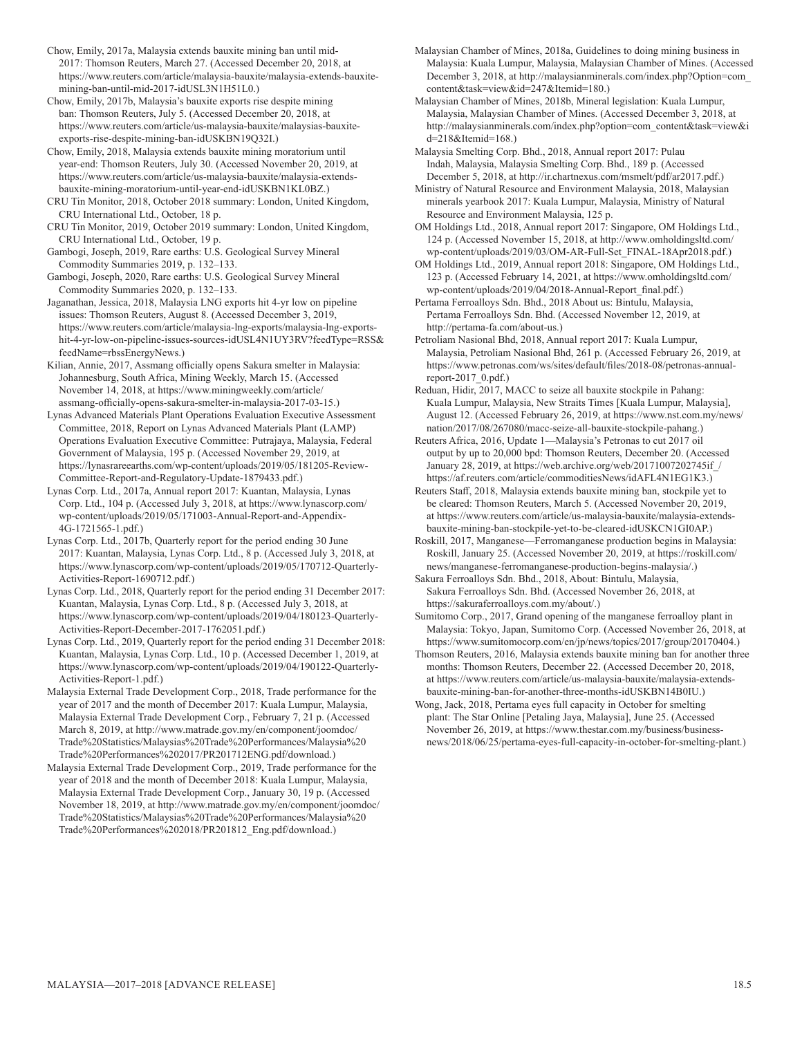Chow, Emily, 2017a, Malaysia extends bauxite mining ban until mid-2017: Thomson Reuters, March 27. (Accessed December 20, 2018, at https://www.reuters.com/article/malaysia-bauxite/malaysia-extends-bauxite-mining-ban-until-mid-2017-idUSL3N1H51L0.)

Chow, Emily, 2017b, Malaysia's bauxite exports rise despite mining ban: Thomson Reuters, July 5. (Accessed December 20, 2018, at https://www.reuters.com/article/us-malaysia-bauxite/malaysias-bauxite-exports-rise-despite-mining-ban-idUSKBN19Q32I.)

Chow, Emily, 2018, Malaysia extends bauxite mining moratorium until year-end: Thomson Reuters, July 30. (Accessed November 20, 2019, at https://www.reuters.com/article/us-malaysia-bauxite/malaysia-extends-bauxite-mining-moratorium-until-year-end-idUSKBN1KL0BZ.)

CRU Tin Monitor, 2018, October 2018 summary: London, United Kingdom, CRU International Ltd., October, 18 p.

CRU Tin Monitor, 2019, October 2019 summary: London, United Kingdom, CRU International Ltd., October, 19 p.

Gambogi, Joseph, 2019, Rare earths: U.S. Geological Survey Mineral Commodity Summaries 2019, p. 132–133.

Gambogi, Joseph, 2020, Rare earths: U.S. Geological Survey Mineral Commodity Summaries 2020, p. 132–133.

Jaganathan, Jessica, 2018, Malaysia LNG exports hit 4-yr low on pipeline issues: Thomson Reuters, August 8. (Accessed December 3, 2019, https://www.reuters.com/article/malaysia-lng-exports/malaysia-lng-exports-hit-4-yr-low-on-pipeline-issues-sources-idUSL4N1UY3RV?feedType=RSS&feedName=rbssEnergyNews.)

Kilian, Annie, 2017, Assmang officially opens Sakura smelter in Malaysia: Johannesburg, South Africa, Mining Weekly, March 15. (Accessed November 14, 2018, at https://www.miningweekly.com/article/assmang-officially-opens-sakura-smelter-in-malaysia-2017-03-15.)

Lynas Advanced Materials Plant Operations Evaluation Executive Assessment Committee, 2018, Report on Lynas Advanced Materials Plant (LAMP) Operations Evaluation Executive Committee: Putrajaya, Malaysia, Federal Government of Malaysia, 195 p. (Accessed November 29, 2019, at https://lynasrareearths.com/wp-content/uploads/2019/05/181205-Review-Committee-Report-and-Regulatory-Update-1879433.pdf.)

Lynas Corp. Ltd., 2017a, Annual report 2017: Kuantan, Malaysia, Lynas Corp. Ltd., 104 p. (Accessed July 3, 2018, at https://www.lynascorp.com/wp-content/uploads/2019/05/171003-Annual-Report-and-Appendix-4G-1721565-1.pdf.)

Lynas Corp. Ltd., 2017b, Quarterly report for the period ending 30 June 2017: Kuantan, Malaysia, Lynas Corp. Ltd., 8 p. (Accessed July 3, 2018, at https://www.lynascorp.com/wp-content/uploads/2019/05/170712-Quarterly-Activities-Report-1690712.pdf.)

Lynas Corp. Ltd., 2018, Quarterly report for the period ending 31 December 2017: Kuantan, Malaysia, Lynas Corp. Ltd., 8 p. (Accessed July 3, 2018, at https://www.lynascorp.com/wp-content/uploads/2019/04/180123-Quarterly-Activities-Report-December-2017-1762051.pdf.)

Lynas Corp. Ltd., 2019, Quarterly report for the period ending 31 December 2018: Kuantan, Malaysia, Lynas Corp. Ltd., 10 p. (Accessed December 1, 2019, at https://www.lynascorp.com/wp-content/uploads/2019/04/190122-Quarterly-Activities-Report-1.pdf.)

Malaysia External Trade Development Corp., 2018, Trade performance for the year of 2017 and the month of December 2017: Kuala Lumpur, Malaysia, Malaysia External Trade Development Corp., February 7, 21 p. (Accessed March 8, 2019, at http://www.matrade.gov.my/en/component/joomdoc/Trade%20Statistics/Malaysias%20Trade%20Performances/Malaysia%20Trade%20Performances%202017/PR201712ENG.pdf/download.)

Malaysia External Trade Development Corp., 2019, Trade performance for the year of 2018 and the month of December 2018: Kuala Lumpur, Malaysia, Malaysia External Trade Development Corp., January 30, 19 p. (Accessed November 18, 2019, at http://www.matrade.gov.my/en/component/joomdoc/Trade%20Statistics/Malaysias%20Trade%20Performances/Malaysia%20Trade%20Performances%202018/PR201812_Eng.pdf/download.)

Malaysian Chamber of Mines, 2018a, Guidelines to doing mining business in Malaysia: Kuala Lumpur, Malaysia, Malaysian Chamber of Mines. (Accessed December 3, 2018, at http://malaysianminerals.com/index.php?Option=com_content&task=view&id=247&Itemid=180.)

Malaysian Chamber of Mines, 2018b, Mineral legislation: Kuala Lumpur, Malaysia, Malaysian Chamber of Mines. (Accessed December 3, 2018, at http://malaysianminerals.com/index.php?option=com_content&task=view&id=218&Itemid=168.)

Malaysia Smelting Corp. Bhd., 2018, Annual report 2017: Pulau Indah, Malaysia, Malaysia Smelting Corp. Bhd., 189 p. (Accessed December 5, 2018, at http://ir.chartnexus.com/msmelt/pdf/ar2017.pdf.)

Ministry of Natural Resource and Environment Malaysia, 2018, Malaysian minerals yearbook 2017: Kuala Lumpur, Malaysia, Ministry of Natural Resource and Environment Malaysia, 125 p.

OM Holdings Ltd., 2018, Annual report 2017: Singapore, OM Holdings Ltd., 124 p. (Accessed November 15, 2018, at http://www.omholdingsltd.com/wp-content/uploads/2019/03/OM-AR-Full-Set_FINAL-18Apr2018.pdf.)

OM Holdings Ltd., 2019, Annual report 2018: Singapore, OM Holdings Ltd., 123 p. (Accessed February 14, 2021, at https://www.omholdingsltd.com/wp-content/uploads/2019/04/2018-Annual-Report_final.pdf.)

Pertama Ferroalloys Sdn. Bhd., 2018 About us: Bintulu, Malaysia, Pertama Ferroalloys Sdn. Bhd. (Accessed November 12, 2019, at http://pertama-fa.com/about-us.)

Petroliam Nasional Bhd, 2018, Annual report 2017: Kuala Lumpur, Malaysia, Petroliam Nasional Bhd, 261 p. (Accessed February 26, 2019, at https://www.petronas.com/ws/sites/default/files/2018-08/petronas-annual-report-2017_0.pdf.)

Reduan, Hidir, 2017, MACC to seize all bauxite stockpile in Pahang: Kuala Lumpur, Malaysia, New Straits Times [Kuala Lumpur, Malaysia], August 12. (Accessed February 26, 2019, at https://www.nst.com.my/news/nation/2017/08/267080/macc-seize-all-bauxite-stockpile-pahang.)

Reuters Africa, 2016, Update 1—Malaysia's Petronas to cut 2017 oil output by up to 20,000 bpd: Thomson Reuters, December 20. (Accessed January 28, 2019, at https://web.archive.org/web/20171007202745if_/https://af.reuters.com/article/commoditiesNews/idAFL4N1EG1K3.)

Reuters Staff, 2018, Malaysia extends bauxite mining ban, stockpile yet to be cleared: Thomson Reuters, March 5. (Accessed November 20, 2019, at https://www.reuters.com/article/us-malaysia-bauxite/malaysia-extends-bauxite-mining-ban-stockpile-yet-to-be-cleared-idUSKCN1GI0AP.)

Roskill, 2017, Manganese—Ferromanganese production begins in Malaysia: Roskill, January 25. (Accessed November 20, 2019, at https://roskill.com/news/manganese-ferromanganese-production-begins-malaysia/.)

Sakura Ferroalloys Sdn. Bhd., 2018, About: Bintulu, Malaysia, Sakura Ferroalloys Sdn. Bhd. (Accessed November 26, 2018, at https://sakuraferroalloys.com.my/about/.)

Sumitomo Corp., 2017, Grand opening of the manganese ferroalloy plant in Malaysia: Tokyo, Japan, Sumitomo Corp. (Accessed November 26, 2018, at https://www.sumitomocorp.com/en/jp/news/topics/2017/group/20170404.)

Thomson Reuters, 2016, Malaysia extends bauxite mining ban for another three months: Thomson Reuters, December 22. (Accessed December 20, 2018, at https://www.reuters.com/article/us-malaysia-bauxite/malaysia-extends-bauxite-mining-ban-for-another-three-months-idUSKBN14B0IU.)

Wong, Jack, 2018, Pertama eyes full capacity in October for smelting plant: The Star Online [Petaling Jaya, Malaysia], June 25. (Accessed November 26, 2019, at https://www.thestar.com.my/business/business-news/2018/06/25/pertama-eyes-full-capacity-in-october-for-smelting-plant.)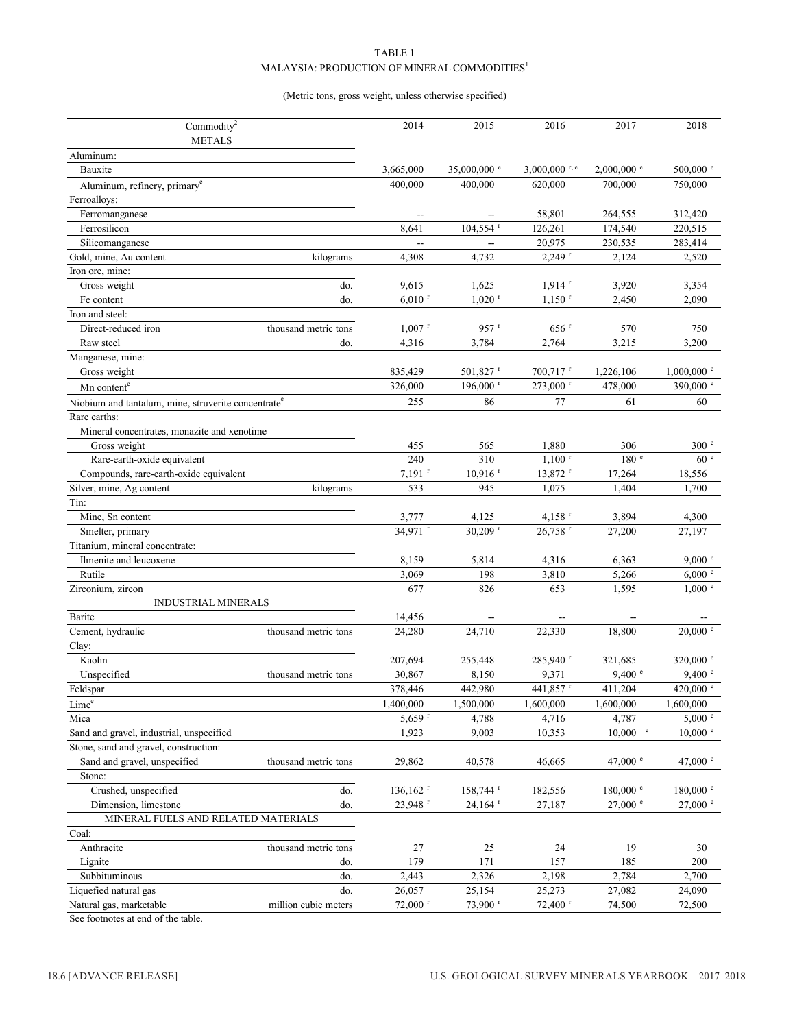TABLE 1

MALAYSIA: PRODUCTION OF MINERAL COMMODITIES[1]

(Metric tons, gross weight, unless otherwise specified)

| Commodity[2] | | 2014 | 2015 | 2016 | 2017 | 2018 |
|---|---|---|---|---|---|---|
| METALS | | | | | | |
| Aluminum: | | | | | | |
| Bauxite | | 3,665,000 | 35,000,000 e | 3,000,000 r, e | 2,000,000 e | 500,000 e |
| Aluminum, refinery, primary[e] | | 400,000 | 400,000 | 620,000 | 700,000 | 750,000 |
| Ferroalloys: | | | | | | |
| Ferromanganese | | -- | -- | 58,801 | 264,555 | 312,420 |
| Ferrosilicon | | 8,641 | 104,554 r | 126,261 | 174,540 | 220,515 |
| Silicomanganese | | -- | -- | 20,975 | 230,535 | 283,414 |
| Gold, mine, Au content | kilograms | 4,308 | 4,732 | 2,249 r | 2,124 | 2,520 |
| Iron ore, mine: | | | | | | |
| Gross weight | do. | 9,615 | 1,625 | 1,914 r | 3,920 | 3,354 |
| Fe content | do. | 6,010 r | 1,020 r | 1,150 r | 2,450 | 2,090 |
| Iron and steel: | | | | | | |
| Direct-reduced iron | thousand metric tons | 1,007 r | 957 r | 656 r | 570 | 750 |
| Raw steel | do. | 4,316 | 3,784 | 2,764 | 3,215 | 3,200 |
| Manganese, mine: | | | | | | |
| Gross weight | | 835,429 | 501,827 r | 700,717 r | 1,226,106 | 1,000,000 e |
| Mn content[e] | | 326,000 | 196,000 r | 273,000 r | 478,000 | 390,000 e |
| Niobium and tantalum, mine, struverite concentrate[e] | | 255 | 86 | 77 | 61 | 60 |
| Rare earths: | | | | | | |
| Mineral concentrates, monazite and xenotime | | | | | | |
| Gross weight | | 455 | 565 | 1,880 | 306 | 300 e |
| Rare-earth-oxide equivalent | | 240 | 310 | 1,100 r | 180 e | 60 e |
| Compounds, rare-earth-oxide equivalent | | 7,191 r | 10,916 r | 13,872 r | 17,264 | 18,556 |
| Silver, mine, Ag content | kilograms | 533 | 945 | 1,075 | 1,404 | 1,700 |
| Tin: | | | | | | |
| Mine, Sn content | | 3,777 | 4,125 | 4,158 r | 3,894 | 4,300 |
| Smelter, primary | | 34,971 r | 30,209 r | 26,758 r | 27,200 | 27,197 |
| Titanium, mineral concentrate: | | | | | | |
| Ilmenite and leucoxene | | 8,159 | 5,814 | 4,316 | 6,363 | 9,000 e |
| Rutile | | 3,069 | 198 | 3,810 | 5,266 | 6,000 e |
| Zirconium, zircon | | 677 | 826 | 653 | 1,595 | 1,000 e |
| INDUSTRIAL MINERALS | | | | | | |
| Barite | | 14,456 | -- | -- | -- | -- |
| Cement, hydraulic | thousand metric tons | 24,280 | 24,710 | 22,330 | 18,800 | 20,000 e |
| Clay: | | | | | | |
| Kaolin | | 207,694 | 255,448 | 285,940 r | 321,685 | 320,000 e |
| Unspecified | thousand metric tons | 30,867 | 8,150 | 9,371 | 9,400 e | 9,400 e |
| Feldspar | | 378,446 | 442,980 | 441,857 r | 411,204 | 420,000 e |
| Lime[e] | | 1,400,000 | 1,500,000 | 1,600,000 | 1,600,000 | 1,600,000 |
| Mica | | 5,659 r | 4,788 | 4,716 | 4,787 | 5,000 e |
| Sand and gravel, industrial, unspecified | | 1,923 | 9,003 | 10,353 | 10,000 e | 10,000 e |
| Stone, sand and gravel, construction: | | | | | | |
| Sand and gravel, unspecified | thousand metric tons | 29,862 | 40,578 | 46,665 | 47,000 e | 47,000 e |
| Stone: | | | | | | |
| Crushed, unspecified | do. | 136,162 r | 158,744 r | 182,556 | 180,000 e | 180,000 e |
| Dimension, limestone | do. | 23,948 r | 24,164 r | 27,187 | 27,000 e | 27,000 e |
| MINERAL FUELS AND RELATED MATERIALS | | | | | | |
| Coal: | | | | | | |
| Anthracite | thousand metric tons | 27 | 25 | 24 | 19 | 30 |
| Lignite | do. | 179 | 171 | 157 | 185 | 200 |
| Subbituminous | do. | 2,443 | 2,326 | 2,198 | 2,784 | 2,700 |
| Liquefied natural gas | do. | 26,057 | 25,154 | 25,273 | 27,082 | 24,090 |
| Natural gas, marketable | million cubic meters | 72,000 r | 73,900 r | 72,400 r | 74,500 | 72,500 |

See footnotes at end of the table.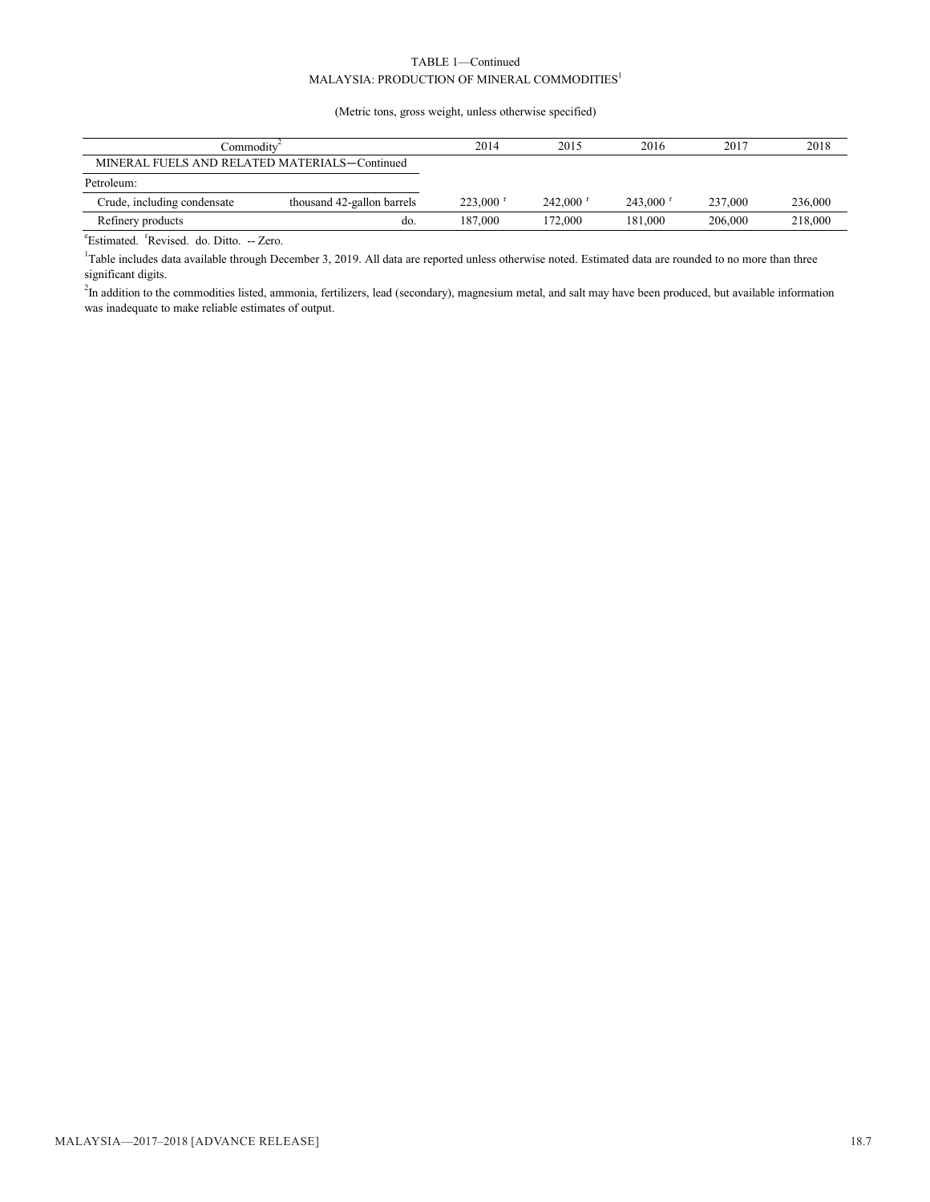TABLE 1—Continued

MALAYSIA: PRODUCTION OF MINERAL COMMODITIES[1]

(Metric tons, gross weight, unless otherwise specified)

| Commodity[2] | | 2014 | 2015 | 2016 | 2017 | 2018 |
|---|---|---|---|---|---|---|
| MINERAL FUELS AND RELATED MATERIALS—Continued | | | | | | |
| Petroleum: | | | | | | |
| Crude, including condensate | thousand 42-gallon barrels | 223,000 r | 242,000 r | 243,000 r | 237,000 | 236,000 |
| Refinery products | do. | 187,000 | 172,000 | 181,000 | 206,000 | 218,000 |

eEstimated. rRevised. do. Ditto. -- Zero.

[1]Table includes data available through December 3, 2019. All data are reported unless otherwise noted. Estimated data are rounded to no more than three significant digits.

[2]In addition to the commodities listed, ammonia, fertilizers, lead (secondary), magnesium metal, and salt may have been produced, but available information was inadequate to make reliable estimates of output.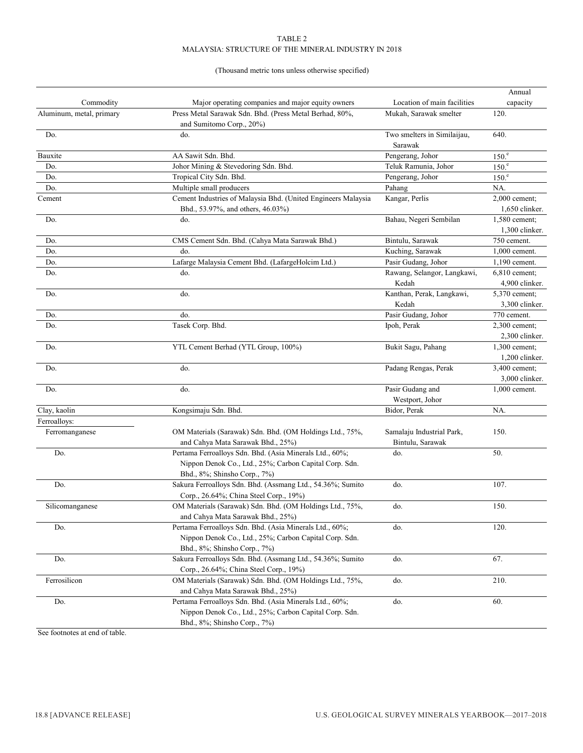TABLE 2
MALAYSIA: STRUCTURE OF THE MINERAL INDUSTRY IN 2018

(Thousand metric tons unless otherwise specified)

| Commodity | Major operating companies and major equity owners | Location of main facilities | Annual capacity |
|---|---|---|---|
| Aluminum, metal, primary | Press Metal Sarawak Sdn. Bhd. (Press Metal Berhad, 80%, and Sumitomo Corp., 20%) | Mukah, Sarawak smelter | 120. |
| Do. | do. | Two smelters in Similaijau, Sarawak | 640. |
| Bauxite | AA Sawit Sdn. Bhd. | Pengerang, Johor | 150.[e] |
| Do. | Johor Mining & Stevedoring Sdn. Bhd. | Teluk Ramunia, Johor | 150.[e] |
| Do. | Tropical City Sdn. Bhd. | Pengerang, Johor | 150.[e] |
| Do. | Multiple small producers | Pahang | NA. |
| Cement | Cement Industries of Malaysia Bhd. (United Engineers Malaysia Bhd., 53.97%, and others, 46.03%) | Kangar, Perlis | 2,000 cement; 1,650 clinker. |
| Do. | do. | Bahau, Negeri Sembilan | 1,580 cement; 1,300 clinker. |
| Do. | CMS Cement Sdn. Bhd. (Cahya Mata Sarawak Bhd.) | Bintulu, Sarawak | 750 cement. |
| Do. | do. | Kuching, Sarawak | 1,000 cement. |
| Do. | Lafarge Malaysia Cement Bhd. (LafargeHolcim Ltd.) | Pasir Gudang, Johor | 1,190 cement. |
| Do. | do. | Rawang, Selangor, Langkawi, Kedah | 6,810 cement; 4,900 clinker. |
| Do. | do. | Kanthan, Perak, Langkawi, Kedah | 5,370 cement; 3,300 clinker. |
| Do. | do. | Pasir Gudang, Johor | 770 cement. |
| Do. | Tasek Corp. Bhd. | Ipoh, Perak | 2,300 cement; 2,300 clinker. |
| Do. | YTL Cement Berhad (YTL Group, 100%) | Bukit Sagu, Pahang | 1,300 cement; 1,200 clinker. |
| Do. | do. | Padang Rengas, Perak | 3,400 cement; 3,000 clinker. |
| Do. | do. | Pasir Gudang and Westport, Johor | 1,000 cement. |
| Clay, kaolin | Kongsimaju Sdn. Bhd. | Bidor, Perak | NA. |
| Ferroalloys: | | | |
| Ferromanganese | OM Materials (Sarawak) Sdn. Bhd. (OM Holdings Ltd., 75%, and Cahya Mata Sarawak Bhd., 25%) | Samalaju Industrial Park, Bintulu, Sarawak | 150. |
| Do. | Pertama Ferroalloys Sdn. Bhd. (Asia Minerals Ltd., 60%; Nippon Denok Co., Ltd., 25%; Carbon Capital Corp. Sdn. Bhd., 8%; Shinsho Corp., 7%) | do. | 50. |
| Do. | Sakura Ferroalloys Sdn. Bhd. (Assmang Ltd., 54.36%; Sumito Corp., 26.64%; China Steel Corp., 19%) | do. | 107. |
| Silicomanganese | OM Materials (Sarawak) Sdn. Bhd. (OM Holdings Ltd., 75%, and Cahya Mata Sarawak Bhd., 25%) | do. | 150. |
| Do. | Pertama Ferroalloys Sdn. Bhd. (Asia Minerals Ltd., 60%; Nippon Denok Co., Ltd., 25%; Carbon Capital Corp. Sdn. Bhd., 8%; Shinsho Corp., 7%) | do. | 120. |
| Do. | Sakura Ferroalloys Sdn. Bhd. (Assmang Ltd., 54.36%; Sumito Corp., 26.64%; China Steel Corp., 19%) | do. | 67. |
| Ferrosilicon | OM Materials (Sarawak) Sdn. Bhd. (OM Holdings Ltd., 75%, and Cahya Mata Sarawak Bhd., 25%) | do. | 210. |
| Do. | Pertama Ferroalloys Sdn. Bhd. (Asia Minerals Ltd., 60%; Nippon Denok Co., Ltd., 25%; Carbon Capital Corp. Sdn. Bhd., 8%; Shinsho Corp., 7%) | do. | 60. |

See footnotes at end of table.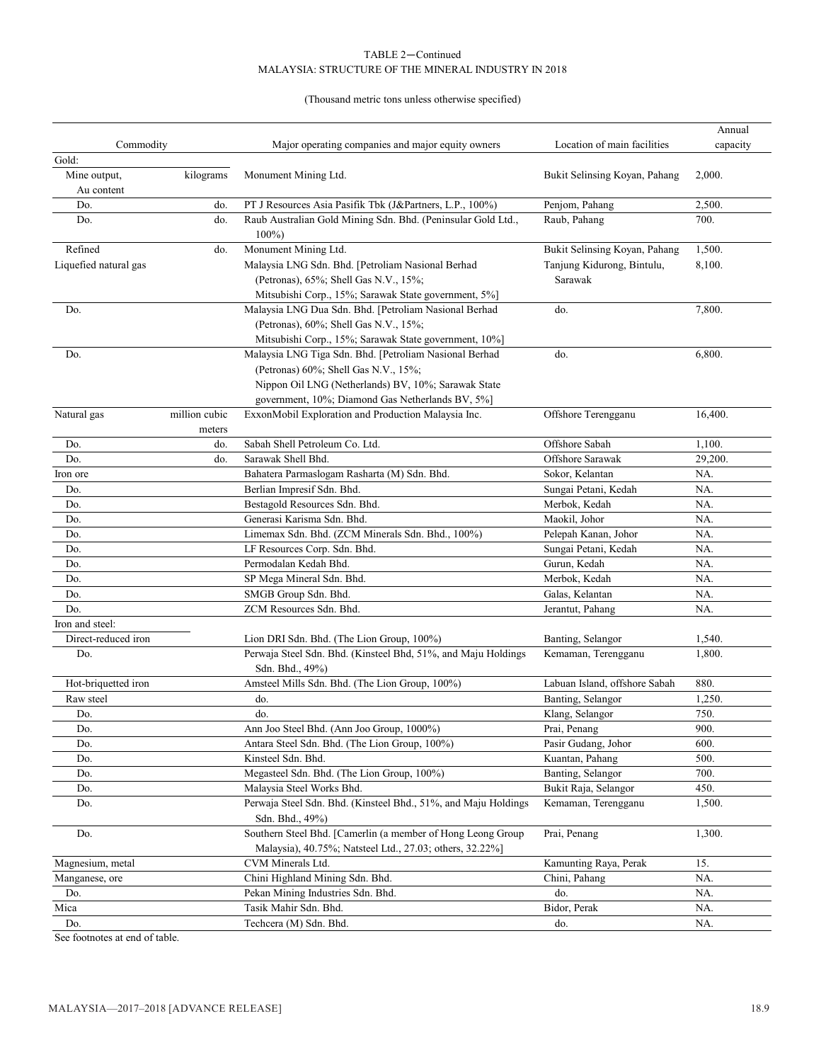TABLE 2—Continued
MALAYSIA: STRUCTURE OF THE MINERAL INDUSTRY IN 2018

(Thousand metric tons unless otherwise specified)

| Commodity | | Major operating companies and major equity owners | Location of main facilities | Annual capacity |
|---|---|---|---|---|
| Gold: | | | | |
| Mine output, Au content | kilograms | Monument Mining Ltd. | Bukit Selinsing Koyan, Pahang | 2,000. |
| Do. | do. | PT J Resources Asia Pasifik Tbk (J&Partners, L.P., 100%) | Penjom, Pahang | 2,500. |
| Do. | do. | Raub Australian Gold Mining Sdn. Bhd. (Peninsular Gold Ltd., 100%) | Raub, Pahang | 700. |
| Refined | do. | Monument Mining Ltd. | Bukit Selinsing Koyan, Pahang | 1,500. |
| Liquefied natural gas | | Malaysia LNG Sdn. Bhd. [Petroliam Nasional Berhad (Petronas), 65%; Shell Gas N.V., 15%; Mitsubishi Corp., 15%; Sarawak State government, 5%] | Tanjung Kidurong, Bintulu, Sarawak | 8,100. |
| Do. | | Malaysia LNG Dua Sdn. Bhd. [Petroliam Nasional Berhad (Petronas), 60%; Shell Gas N.V., 15%; Mitsubishi Corp., 15%; Sarawak State government, 10%] | do. | 7,800. |
| Do. | | Malaysia LNG Tiga Sdn. Bhd. [Petroliam Nasional Berhad (Petronas) 60%; Shell Gas N.V., 15%; Nippon Oil LNG (Netherlands) BV, 10%; Sarawak State government, 10%; Diamond Gas Netherlands BV, 5%] | do. | 6,800. |
| Natural gas | million cubic meters | ExxonMobil Exploration and Production Malaysia Inc. | Offshore Terengganu | 16,400. |
| Do. | do. | Sabah Shell Petroleum Co. Ltd. | Offshore Sabah | 1,100. |
| Do. | do. | Sarawak Shell Bhd. | Offshore Sarawak | 29,200. |
| Iron ore | | Bahatera Parmaslogam Rasharta (M) Sdn. Bhd. | Sokor, Kelantan | NA. |
| Do. | | Berlian Impresif Sdn. Bhd. | Sungai Petani, Kedah | NA. |
| Do. | | Bestagold Resources Sdn. Bhd. | Merbok, Kedah | NA. |
| Do. | | Generasi Karisma Sdn. Bhd. | Maokil, Johor | NA. |
| Do. | | Limemax Sdn. Bhd. (ZCM Minerals Sdn. Bhd., 100%) | Pelepah Kanan, Johor | NA. |
| Do. | | LF Resources Corp. Sdn. Bhd. | Sungai Petani, Kedah | NA. |
| Do. | | Permodalan Kedah Bhd. | Gurun, Kedah | NA. |
| Do. | | SP Mega Mineral Sdn. Bhd. | Merbok, Kedah | NA. |
| Do. | | SMGB Group Sdn. Bhd. | Galas, Kelantan | NA. |
| Do. | | ZCM Resources Sdn. Bhd. | Jerantut, Pahang | NA. |
| Iron and steel: | | | | |
| Direct-reduced iron | | Lion DRI Sdn. Bhd. (The Lion Group, 100%) | Banting, Selangor | 1,540. |
| Do. | | Perwaja Steel Sdn. Bhd. (Kinsteel Bhd, 51%, and Maju Holdings Sdn. Bhd., 49%) | Kemaman, Terengganu | 1,800. |
| Hot-briquetted iron | | Amsteel Mills Sdn. Bhd. (The Lion Group, 100%) | Labuan Island, offshore Sabah | 880. |
| Raw steel | | do. | Banting, Selangor | 1,250. |
| Do. | | do. | Klang, Selangor | 750. |
| Do. | | Ann Joo Steel Bhd. (Ann Joo Group, 1000%) | Prai, Penang | 900. |
| Do. | | Antara Steel Sdn. Bhd. (The Lion Group, 100%) | Pasir Gudang, Johor | 600. |
| Do. | | Kinsteel Sdn. Bhd. | Kuantan, Pahang | 500. |
| Do. | | Megasteel Sdn. Bhd. (The Lion Group, 100%) | Banting, Selangor | 700. |
| Do. | | Malaysia Steel Works Bhd. | Bukit Raja, Selangor | 450. |
| Do. | | Perwaja Steel Sdn. Bhd. (Kinsteel Bhd., 51%, and Maju Holdings Sdn. Bhd., 49%) | Kemaman, Terengganu | 1,500. |
| Do. | | Southern Steel Bhd. [Camerlin (a member of Hong Leong Group Malaysia), 40.75%; Natsteel Ltd., 27.03; others, 32.22%] | Prai, Penang | 1,300. |
| Magnesium, metal | | CVM Minerals Ltd. | Kamunting Raya, Perak | 15. |
| Manganese, ore | | Chini Highland Mining Sdn. Bhd. | Chini, Pahang | NA. |
| Do. | | Pekan Mining Industries Sdn. Bhd. | do. | NA. |
| Mica | | Tasik Mahir Sdn. Bhd. | Bidor, Perak | NA. |
| Do. | | Techcera (M) Sdn. Bhd. | do. | NA. |

See footnotes at end of table.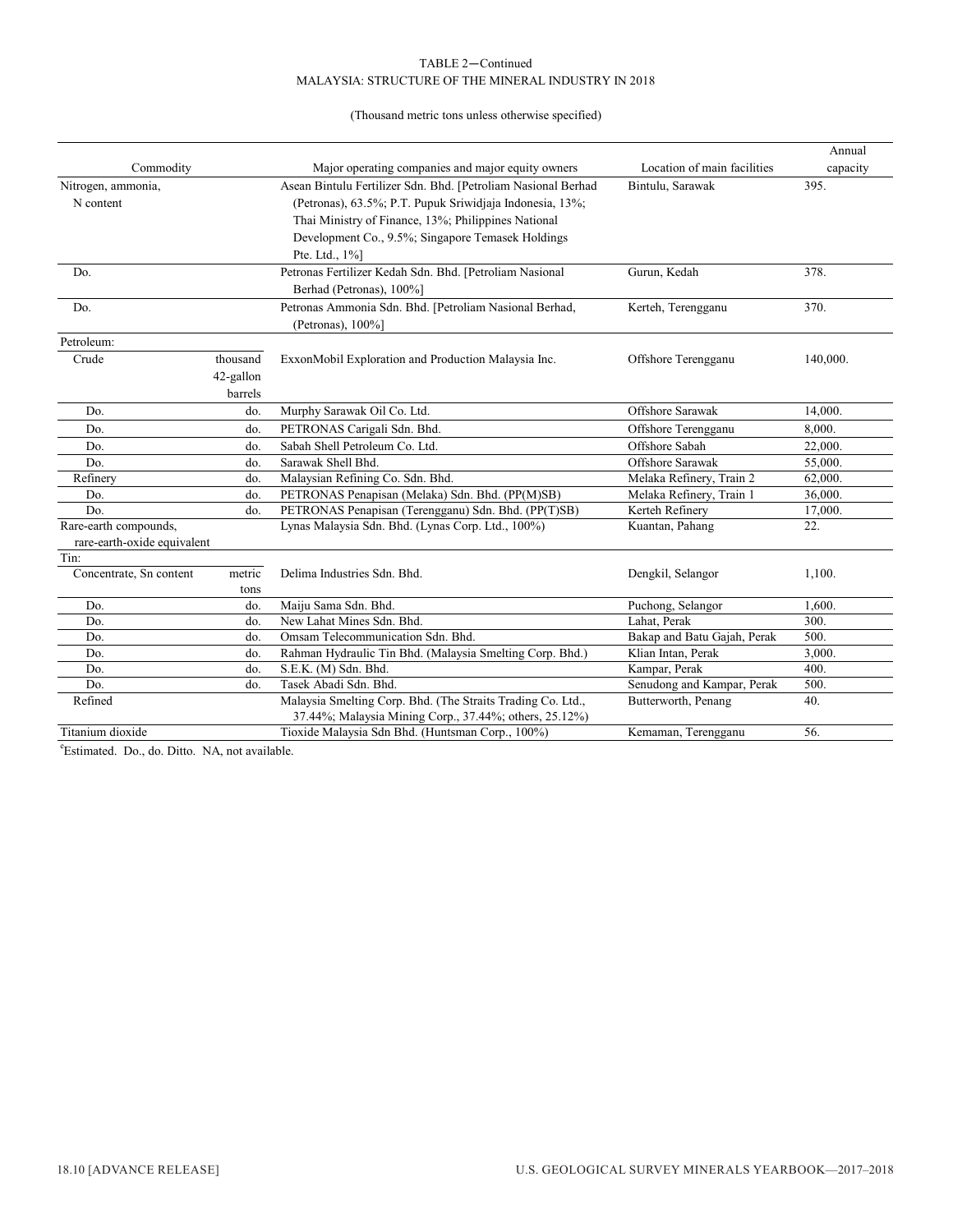TABLE 2—Continued
MALAYSIA: STRUCTURE OF THE MINERAL INDUSTRY IN 2018

(Thousand metric tons unless otherwise specified)

| Commodity | | Major operating companies and major equity owners | Location of main facilities | Annual capacity |
|---|---|---|---|---|
| Nitrogen, ammonia, N content | | Asean Bintulu Fertilizer Sdn. Bhd. [Petroliam Nasional Berhad (Petronas), 63.5%; P.T. Pupuk Sriwidjaja Indonesia, 13%; Thai Ministry of Finance, 13%; Philippines National Development Co., 9.5%; Singapore Temasek Holdings Pte. Ltd., 1%] | Bintulu, Sarawak | 395. |
| Do. | | Petronas Fertilizer Kedah Sdn. Bhd. [Petroliam Nasional Berhad (Petronas), 100%] | Gurun, Kedah | 378. |
| Do. | | Petronas Ammonia Sdn. Bhd. [Petroliam Nasional Berhad, (Petronas), 100%] | Kerteh, Terengganu | 370. |
| Petroleum: | | | | |
| Crude | thousand 42-gallon barrels | ExxonMobil Exploration and Production Malaysia Inc. | Offshore Terengganu | 140,000. |
| Do. | do. | Murphy Sarawak Oil Co. Ltd. | Offshore Sarawak | 14,000. |
| Do. | do. | PETRONAS Carigali Sdn. Bhd. | Offshore Terengganu | 8,000. |
| Do. | do. | Sabah Shell Petroleum Co. Ltd. | Offshore Sabah | 22,000. |
| Do. | do. | Sarawak Shell Bhd. | Offshore Sarawak | 55,000. |
| Refinery | do. | Malaysian Refining Co. Sdn. Bhd. | Melaka Refinery, Train 2 | 62,000. |
| Do. | do. | PETRONAS Penapisan (Melaka) Sdn. Bhd. (PP(M)SB) | Melaka Refinery, Train 1 | 36,000. |
| Do. | do. | PETRONAS Penapisan (Terengganu) Sdn. Bhd. (PP(T)SB) | Kerteh Refinery | 17,000. |
| Rare-earth compounds, rare-earth-oxide equivalent | | Lynas Malaysia Sdn. Bhd. (Lynas Corp. Ltd., 100%) | Kuantan, Pahang | 22. |
| Tin: | | | | |
| Concentrate, Sn content | metric tons | Delima Industries Sdn. Bhd. | Dengkil, Selangor | 1,100. |
| Do. | do. | Maiju Sama Sdn. Bhd. | Puchong, Selangor | 1,600. |
| Do. | do. | New Lahat Mines Sdn. Bhd. | Lahat, Perak | 300. |
| Do. | do. | Omsam Telecommunication Sdn. Bhd. | Bakap and Batu Gajah, Perak | 500. |
| Do. | do. | Rahman Hydraulic Tin Bhd. (Malaysia Smelting Corp. Bhd.) | Klian Intan, Perak | 3,000. |
| Do. | do. | S.E.K. (M) Sdn. Bhd. | Kampar, Perak | 400. |
| Do. | do. | Tasek Abadi Sdn. Bhd. | Senudong and Kampar, Perak | 500. |
| Refined | | Malaysia Smelting Corp. Bhd. (The Straits Trading Co. Ltd., 37.44%; Malaysia Mining Corp., 37.44%; others, 25.12%) | Butterworth, Penang | 40. |
| Titanium dioxide | | Tioxide Malaysia Sdn Bhd. (Huntsman Corp., 100%) | Kemaman, Terengganu | 56. |

[e]Estimated. Do., do. Ditto. NA, not available.